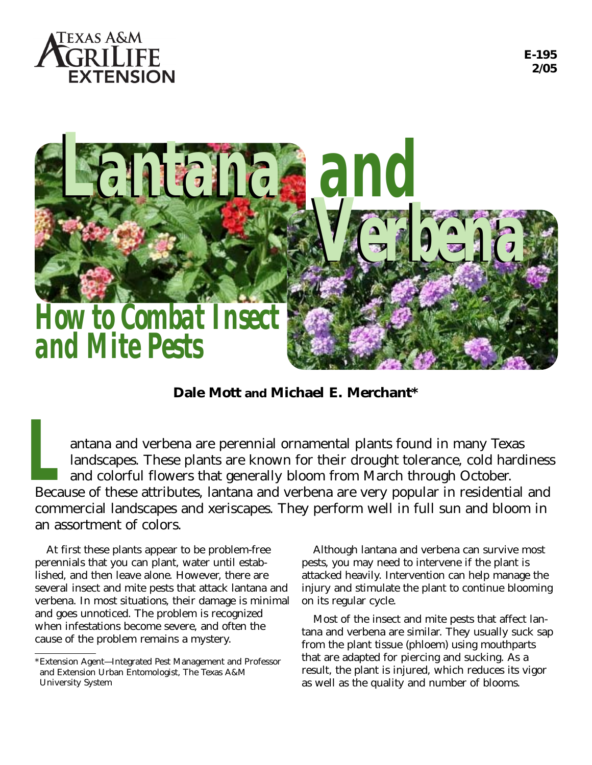Texas A&M AgriLife Extension

E-195
2/05

# Lantana and Verbena

## How to Combat Insect and Mite Pests

**Dale Mott and Michael E. Merchant***

Lantana and verbena are perennial ornamental plants found in many Texas landscapes. These plants are known for their drought tolerance, cold hardiness and colorful flowers that generally bloom from March through October. Because of these attributes, lantana and verbena are very popular in residential and commercial landscapes and xeriscapes. They perform well in full sun and bloom in an assortment of colors.

At first these plants appear to be problem-free perennials that you can plant, water until established, and then leave alone. However, there are several insect and mite pests that attack lantana and verbena. In most situations, their damage is minimal and goes unnoticed. The problem is recognized when infestations become severe, and often the cause of the problem remains a mystery.

Although lantana and verbena can survive most pests, you may need to intervene if the plant is attacked heavily. Intervention can help manage the injury and stimulate the plant to continue blooming on its regular cycle.

Most of the insect and mite pests that affect lantana and verbena are similar. They usually suck sap from the plant tissue (phloem) using mouthparts that are adapted for piercing and sucking. As a result, the plant is injured, which reduces its vigor as well as the quality and number of blooms.

*Extension Agent—Integrated Pest Management and Professor and Extension Urban Entomologist, The Texas A&M University System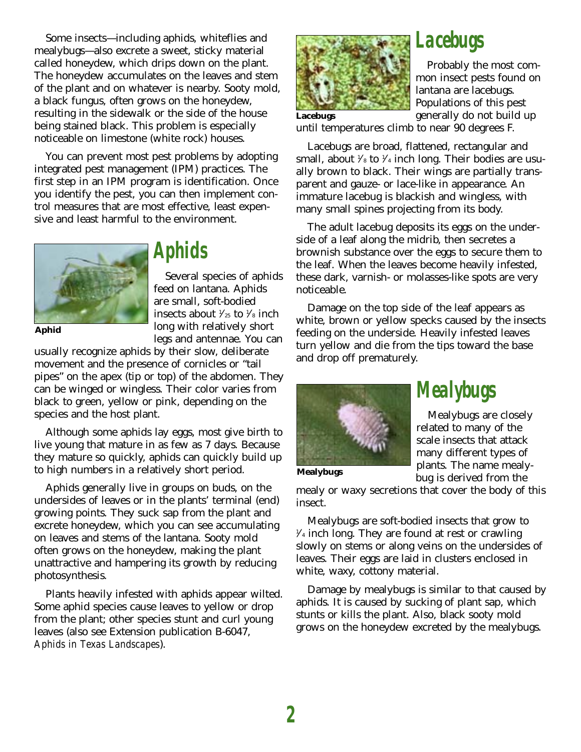Some insects—including aphids, whiteflies and mealybugs—also excrete a sweet, sticky material called honeydew, which drips down on the plant. The honeydew accumulates on the leaves and stem of the plant and on whatever is nearby. Sooty mold, a black fungus, often grows on the honeydew, resulting in the sidewalk or the side of the house being stained black. This problem is especially noticeable on limestone (white rock) houses.

You can prevent most pest problems by adopting integrated pest management (IPM) practices. The first step in an IPM program is identification. Once you identify the pest, you can then implement control measures that are most effective, least expensive and least harmful to the environment.

## Aphids

**Aphid**

Several species of aphids feed on lantana. Aphids are small, soft-bodied insects about $1/25$ to $1/8$ inch long with relatively short legs and antennae. You can usually recognize aphids by their slow, deliberate movement and the presence of cornicles or "tail pipes" on the apex (tip or top) of the abdomen. They can be winged or wingless. Their color varies from black to green, yellow or pink, depending on the species and the host plant.

Although some aphids lay eggs, most give birth to live young that mature in as few as 7 days. Because they mature so quickly, aphids can quickly build up to high numbers in a relatively short period.

Aphids generally live in groups on buds, on the undersides of leaves or in the plants' terminal (end) growing points. They suck sap from the plant and excrete honeydew, which you can see accumulating on leaves and stems of the lantana. Sooty mold often grows on the honeydew, making the plant unattractive and hampering its growth by reducing photosynthesis.

Plants heavily infested with aphids appear wilted. Some aphid species cause leaves to yellow or drop from the plant; other species stunt and curl young leaves (also see Extension publication B-6047, *Aphids in Texas Landscapes*).

## Lacebugs

**Lacebugs**

Probably the most common insect pests found on lantana are lacebugs. Populations of this pest generally do not build up until temperatures climb to near 90 degrees F.

Lacebugs are broad, flattened, rectangular and small, about $1/8$ to $1/4$ inch long. Their bodies are usually brown to black. Their wings are partially transparent and gauze- or lace-like in appearance. An immature lacebug is blackish and wingless, with many small spines projecting from its body.

The adult lacebug deposits its eggs on the underside of a leaf along the midrib, then secretes a brownish substance over the eggs to secure them to the leaf. When the leaves become heavily infested, these dark, varnish- or molasses-like spots are very noticeable.

Damage on the top side of the leaf appears as white, brown or yellow specks caused by the insects feeding on the underside. Heavily infested leaves turn yellow and die from the tips toward the base and drop off prematurely.

## Mealybugs

**Mealybugs**

Mealybugs are closely related to many of the scale insects that attack many different types of plants. The name mealybug is derived from the mealy or waxy secretions that cover the body of this insect.

Mealybugs are soft-bodied insects that grow to $1/4$ inch long. They are found at rest or crawling slowly on stems or along veins on the undersides of leaves. Their eggs are laid in clusters enclosed in white, waxy, cottony material.

Damage by mealybugs is similar to that caused by aphids. It is caused by sucking of plant sap, which stunts or kills the plant. Also, black sooty mold grows on the honeydew excreted by the mealybugs.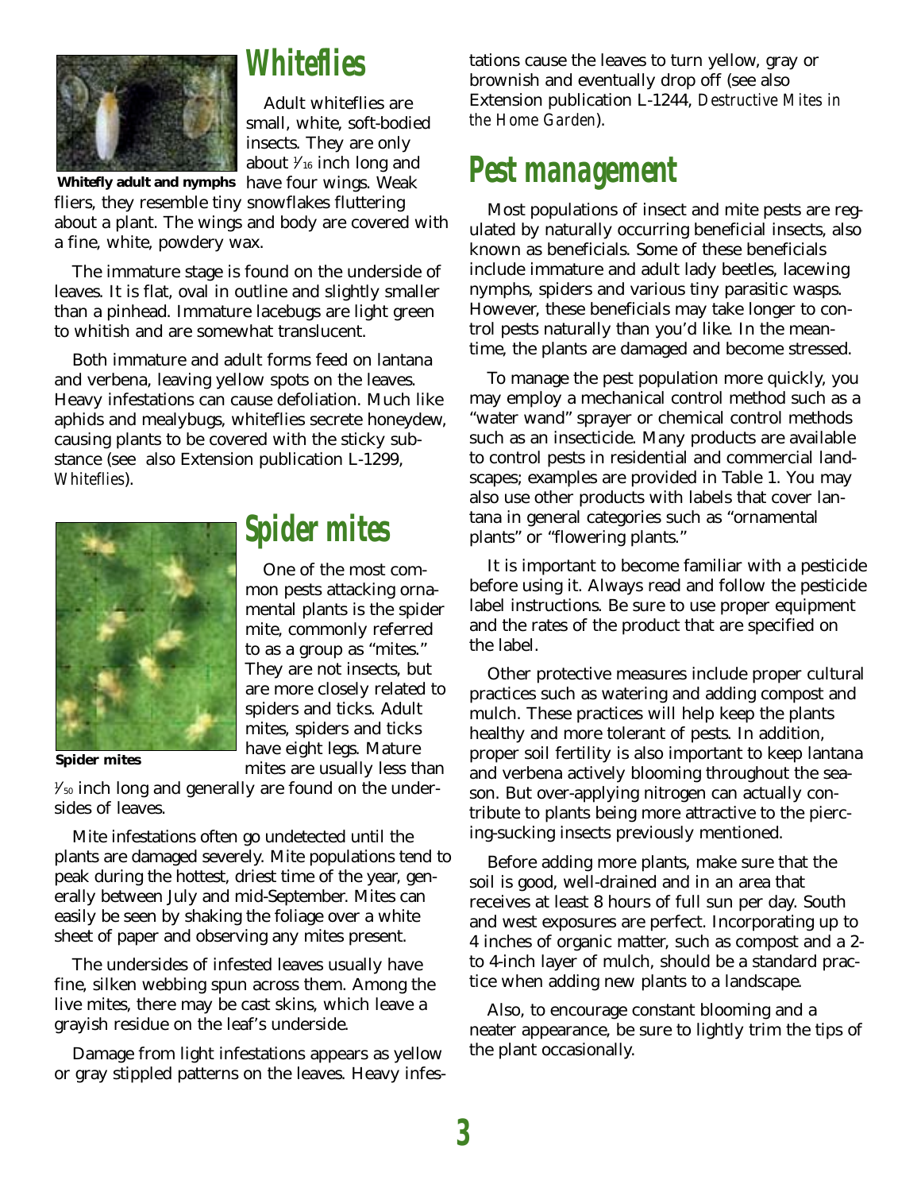## Whiteflies

Whitefly adult and nymphs

Adult whiteflies are small, white, soft-bodied insects. They are only about 1⁄16 inch long and have four wings. Weak fliers, they resemble tiny snowflakes fluttering about a plant. The wings and body are covered with a fine, white, powdery wax.

The immature stage is found on the underside of leaves. It is flat, oval in outline and slightly smaller than a pinhead. Immature lacebugs are light green to whitish and are somewhat translucent.

Both immature and adult forms feed on lantana and verbena, leaving yellow spots on the leaves. Heavy infestations can cause defoliation. Much like aphids and mealybugs, whiteflies secrete honeydew, causing plants to be covered with the sticky substance (see also Extension publication L-1299, *Whiteflies*).

## Spider mites

Spider mites

One of the most common pests attacking ornamental plants is the spider mite, commonly referred to as a group as "mites." They are not insects, but are more closely related to spiders and ticks. Adult mites, spiders and ticks have eight legs. Mature mites are usually less than 1⁄50 inch long and generally are found on the undersides of leaves.

Mite infestations often go undetected until the plants are damaged severely. Mite populations tend to peak during the hottest, driest time of the year, generally between July and mid-September. Mites can easily be seen by shaking the foliage over a white sheet of paper and observing any mites present.

The undersides of infested leaves usually have fine, silken webbing spun across them. Among the live mites, there may be cast skins, which leave a grayish residue on the leaf's underside.

Damage from light infestations appears as yellow or gray stippled patterns on the leaves. Heavy infestations cause the leaves to turn yellow, gray or brownish and eventually drop off (see also Extension publication L-1244, *Destructive Mites in the Home Garden*).

## Pest management

Most populations of insect and mite pests are regulated by naturally occurring beneficial insects, also known as beneficials. Some of these beneficials include immature and adult lady beetles, lacewing nymphs, spiders and various tiny parasitic wasps. However, these beneficials may take longer to control pests naturally than you'd like. In the meantime, the plants are damaged and become stressed.

To manage the pest population more quickly, you may employ a mechanical control method such as a "water wand" sprayer or chemical control methods such as an insecticide. Many products are available to control pests in residential and commercial landscapes; examples are provided in Table 1. You may also use other products with labels that cover lantana in general categories such as "ornamental plants" or "flowering plants."

It is important to become familiar with a pesticide before using it. Always read and follow the pesticide label instructions. Be sure to use proper equipment and the rates of the product that are specified on the label.

Other protective measures include proper cultural practices such as watering and adding compost and mulch. These practices will help keep the plants healthy and more tolerant of pests. In addition, proper soil fertility is also important to keep lantana and verbena actively blooming throughout the season. But over-applying nitrogen can actually contribute to plants being more attractive to the piercing-sucking insects previously mentioned.

Before adding more plants, make sure that the soil is good, well-drained and in an area that receives at least 8 hours of full sun per day. South and west exposures are perfect. Incorporating up to 4 inches of organic matter, such as compost and a 2- to 4-inch layer of mulch, should be a standard practice when adding new plants to a landscape.

Also, to encourage constant blooming and a neater appearance, be sure to lightly trim the tips of the plant occasionally.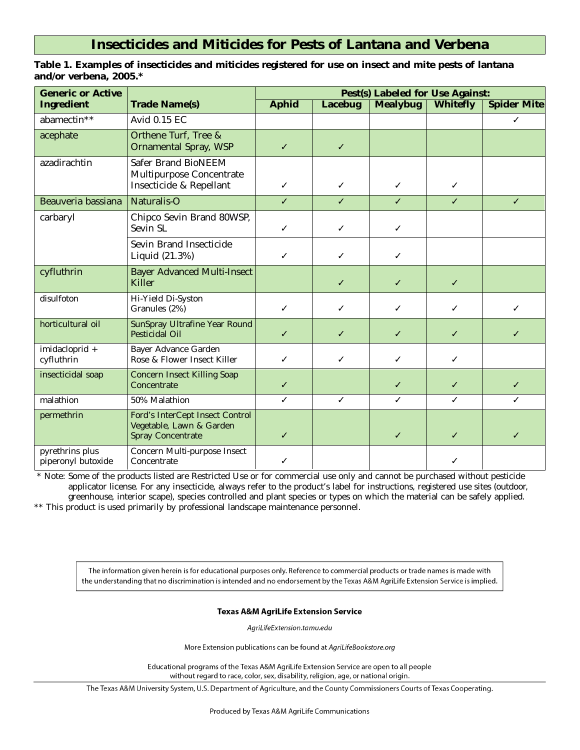# Insecticides and Miticides for Pests of Lantana and Verbena

**Table 1. Examples of insecticides and miticides registered for use on insect and mite pests of lantana and/or verbena, 2005.***

| Generic or Active Ingredient | Trade Name(s) | Pest(s) Labeled for Use Against: | | | | |
|---|---|---|---|---|---|---|
| | | Aphid | Lacebug | Mealybug | Whitefly | Spider Mite |
| abamectin** | Avid 0.15 EC | | | | | ✓ |
| acephate | Orthene Turf, Tree & Ornamental Spray, WSP | ✓ | ✓ | | | |
| azadirachtin | Safer Brand BioNEEM Multipurpose Concentrate Insecticide & Repellant | ✓ | ✓ | ✓ | ✓ | |
| Beauveria bassiana | Naturalis-O | ✓ | ✓ | ✓ | ✓ | ✓ |
| carbaryl | Chipco Sevin Brand 80WSP, Sevin SL | ✓ | ✓ | ✓ | | |
| | Sevin Brand Insecticide Liquid (21.3%) | ✓ | ✓ | ✓ | | |
| cyfluthrin | Bayer Advanced Multi-Insect Killer | | ✓ | ✓ | ✓ | |
| disulfoton | Hi-Yield Di-Syston Granules (2%) | ✓ | ✓ | ✓ | ✓ | ✓ |
| horticultural oil | SunSpray Ultrafine Year Round Pesticidal Oil | ✓ | ✓ | ✓ | ✓ | ✓ |
| imidacloprid + cyfluthrin | Bayer Advance Garden Rose & Flower Insect Killer | ✓ | ✓ | ✓ | ✓ | |
| insecticidal soap | Concern Insect Killing Soap Concentrate | ✓ | | ✓ | ✓ | ✓ |
| malathion | 50% Malathion | ✓ | ✓ | ✓ | ✓ | ✓ |
| permethrin | Ford's InterCept Insect Control Vegetable, Lawn & Garden Spray Concentrate | ✓ | | ✓ | ✓ | ✓ |
| pyrethrins plus piperonyl butoxide | Concern Multi-purpose Insect Concentrate | ✓ | | | ✓ | |

\* Note: Some of the products listed are Restricted Use or for commercial use only and cannot be purchased without pesticide applicator license. For any insecticide, always refer to the product's label for instructions, registered use sites (outdoor, greenhouse, interior scape), species controlled and plant species or types on which the material can be safely applied.

** This product is used primarily by professional landscape maintenance personnel.

The information given herein is for educational purposes only. Reference to commercial products or trade names is made with the understanding that no discrimination is intended and no endorsement by the Texas A&M AgriLife Extension Service is implied.

**Texas A&M AgriLife Extension Service**

*AgriLifeExtension.tamu.edu*

More Extension publications can be found at *AgriLifeBookstore.org*

Educational programs of the Texas A&M AgriLife Extension Service are open to all people without regard to race, color, sex, disability, religion, age, or national origin.

The Texas A&M University System, U.S. Department of Agriculture, and the County Commissioners Courts of Texas Cooperating.

Produced by Texas A&M AgriLife Communications